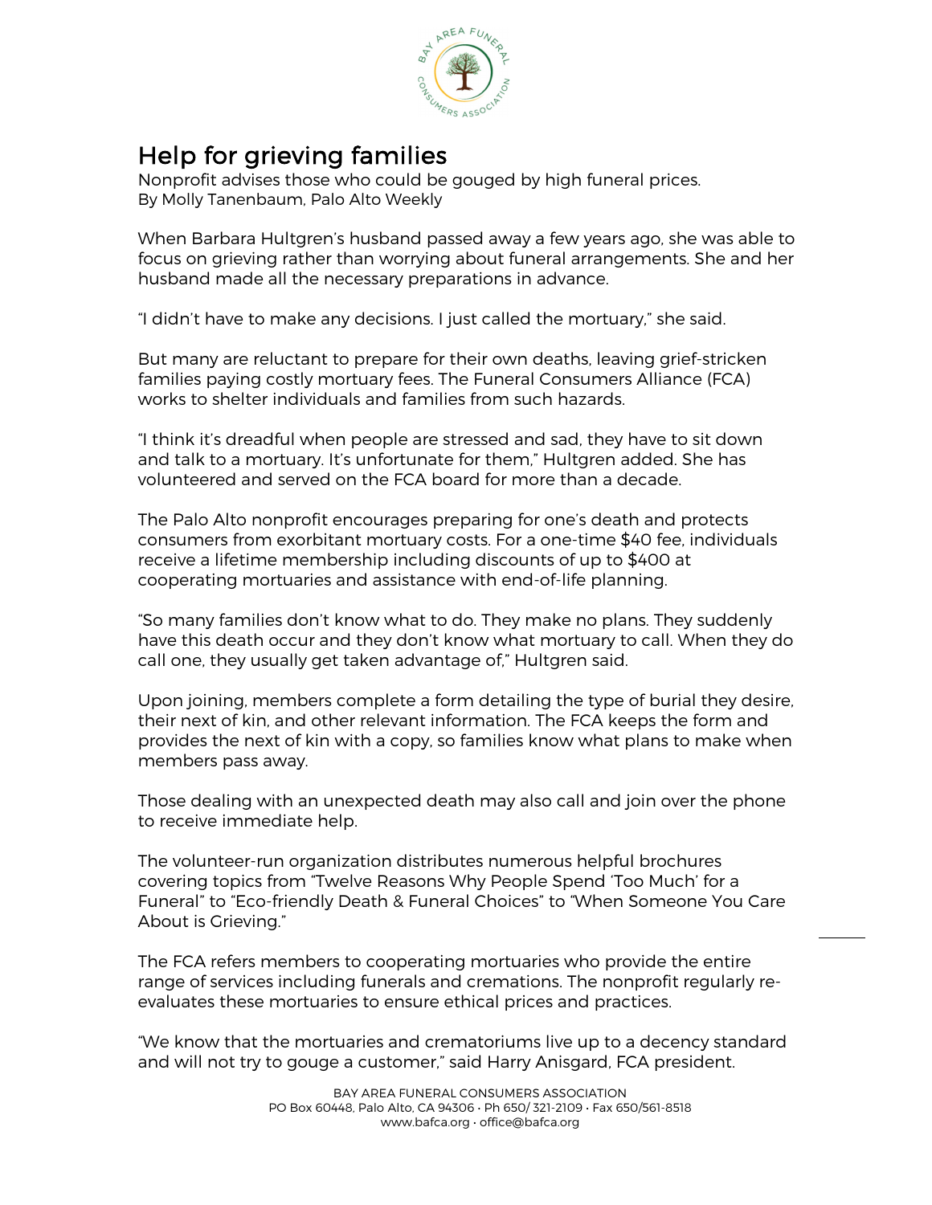# Help for grieving families

Nonprofit advises those who could be gouged by high funeral prices.
By Molly Tanenbaum, Palo Alto Weekly

When Barbara Hultgren's husband passed away a few years ago, she was able to focus on grieving rather than worrying about funeral arrangements. She and her husband made all the necessary preparations in advance.

"I didn't have to make any decisions. I just called the mortuary," she said.

But many are reluctant to prepare for their own deaths, leaving grief-stricken families paying costly mortuary fees. The Funeral Consumers Alliance (FCA) works to shelter individuals and families from such hazards.

"I think it's dreadful when people are stressed and sad, they have to sit down and talk to a mortuary. It's unfortunate for them," Hultgren added. She has volunteered and served on the FCA board for more than a decade.

The Palo Alto nonprofit encourages preparing for one's death and protects consumers from exorbitant mortuary costs. For a one-time $40 fee, individuals receive a lifetime membership including discounts of up to $400 at cooperating mortuaries and assistance with end-of-life planning.

"So many families don't know what to do. They make no plans. They suddenly have this death occur and they don't know what mortuary to call. When they do call one, they usually get taken advantage of," Hultgren said.

Upon joining, members complete a form detailing the type of burial they desire, their next of kin, and other relevant information. The FCA keeps the form and provides the next of kin with a copy, so families know what plans to make when members pass away.

Those dealing with an unexpected death may also call and join over the phone to receive immediate help.

The volunteer-run organization distributes numerous helpful brochures covering topics from "Twelve Reasons Why People Spend 'Too Much' for a Funeral" to "Eco-friendly Death & Funeral Choices" to "When Someone You Care About is Grieving."

The FCA refers members to cooperating mortuaries who provide the entire range of services including funerals and cremations. The nonprofit regularly re-evaluates these mortuaries to ensure ethical prices and practices.

"We know that the mortuaries and crematoriums live up to a decency standard and will not try to gouge a customer," said Harry Anisgard, FCA president.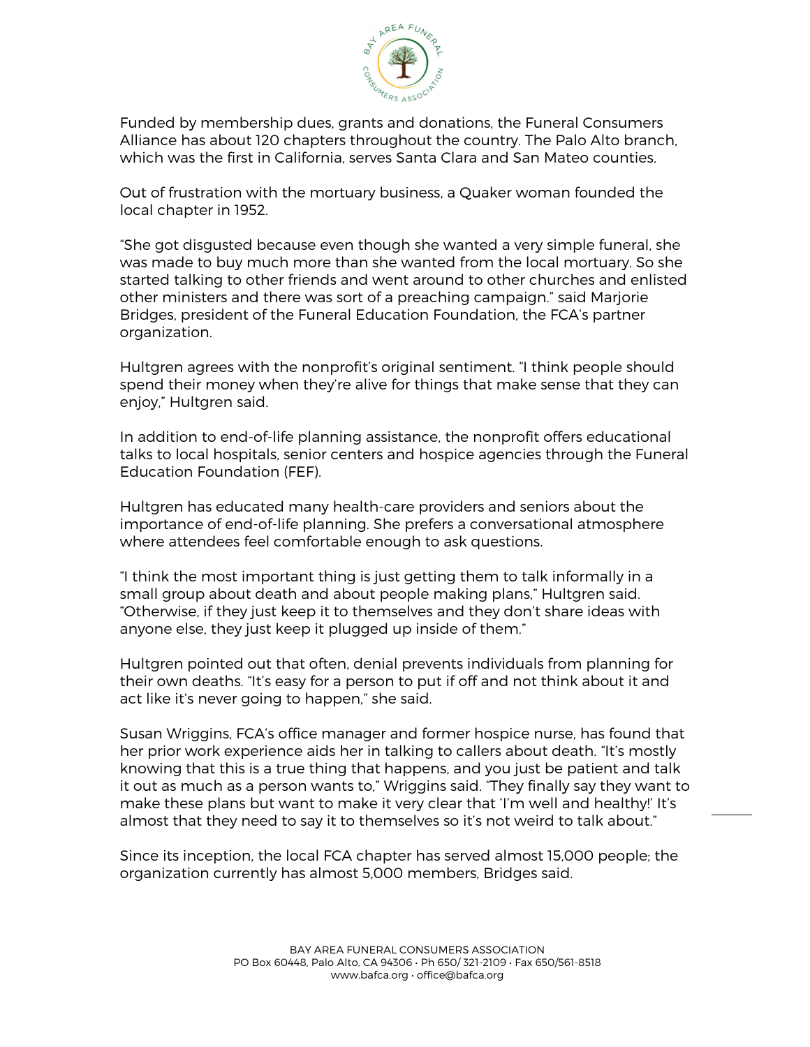Funded by membership dues, grants and donations, the Funeral Consumers Alliance has about 120 chapters throughout the country. The Palo Alto branch, which was the first in California, serves Santa Clara and San Mateo counties.

Out of frustration with the mortuary business, a Quaker woman founded the local chapter in 1952.

“She got disgusted because even though she wanted a very simple funeral, she was made to buy much more than she wanted from the local mortuary. So she started talking to other friends and went around to other churches and enlisted other ministers and there was sort of a preaching campaign.” said Marjorie Bridges, president of the Funeral Education Foundation, the FCA’s partner organization.

Hultgren agrees with the nonprofit’s original sentiment. “I think people should spend their money when they’re alive for things that make sense that they can enjoy,” Hultgren said.

In addition to end-of-life planning assistance, the nonprofit offers educational talks to local hospitals, senior centers and hospice agencies through the Funeral Education Foundation (FEF).

Hultgren has educated many health-care providers and seniors about the importance of end-of-life planning. She prefers a conversational atmosphere where attendees feel comfortable enough to ask questions.

“I think the most important thing is just getting them to talk informally in a small group about death and about people making plans,” Hultgren said. “Otherwise, if they just keep it to themselves and they don’t share ideas with anyone else, they just keep it plugged up inside of them.”

Hultgren pointed out that often, denial prevents individuals from planning for their own deaths. “It’s easy for a person to put if off and not think about it and act like it’s never going to happen,” she said.

Susan Wriggins, FCA’s office manager and former hospice nurse, has found that her prior work experience aids her in talking to callers about death. “It’s mostly knowing that this is a true thing that happens, and you just be patient and talk it out as much as a person wants to,” Wriggins said. “They finally say they want to make these plans but want to make it very clear that ‘I’m well and healthy!’ It’s almost that they need to say it to themselves so it’s not weird to talk about.”

Since its inception, the local FCA chapter has served almost 15,000 people; the organization currently has almost 5,000 members, Bridges said.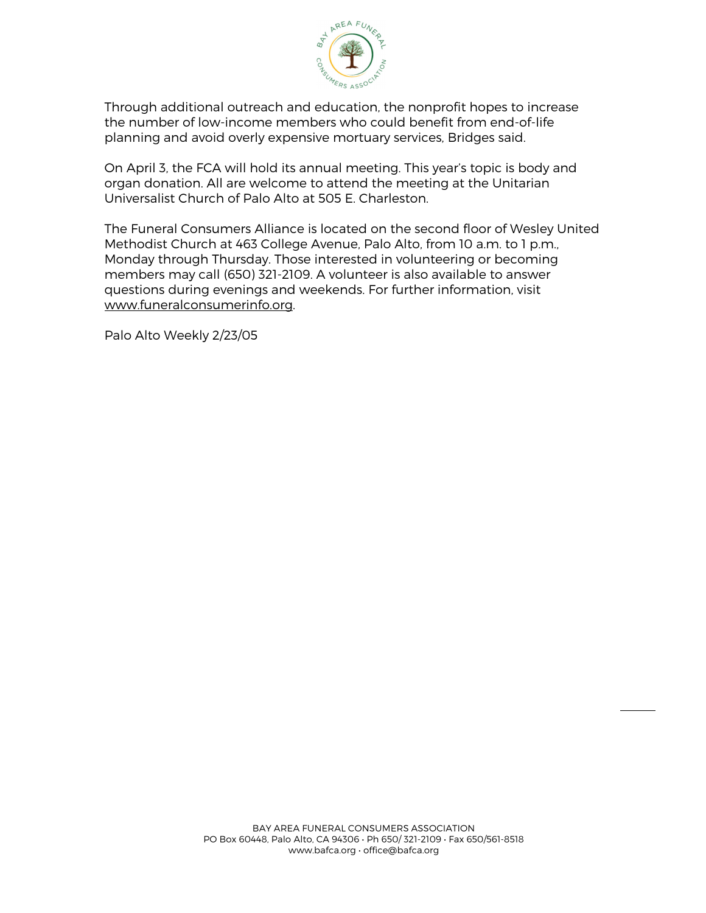Through additional outreach and education, the nonprofit hopes to increase the number of low-income members who could benefit from end-of-life planning and avoid overly expensive mortuary services, Bridges said.

On April 3, the FCA will hold its annual meeting. This year's topic is body and organ donation. All are welcome to attend the meeting at the Unitarian Universalist Church of Palo Alto at 505 E. Charleston.

The Funeral Consumers Alliance is located on the second floor of Wesley United Methodist Church at 463 College Avenue, Palo Alto, from 10 a.m. to 1 p.m., Monday through Thursday. Those interested in volunteering or becoming members may call (650) 321-2109. A volunteer is also available to answer questions during evenings and weekends. For further information, visit www.funeralconsumerinfo.org.

Palo Alto Weekly 2/23/05